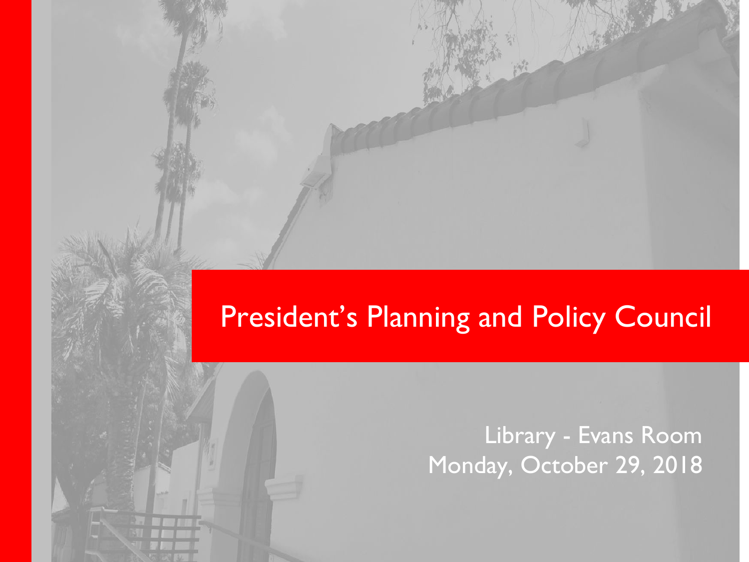# President's Planning and Policy Council

Library - Evans Room
Monday, October 29, 2018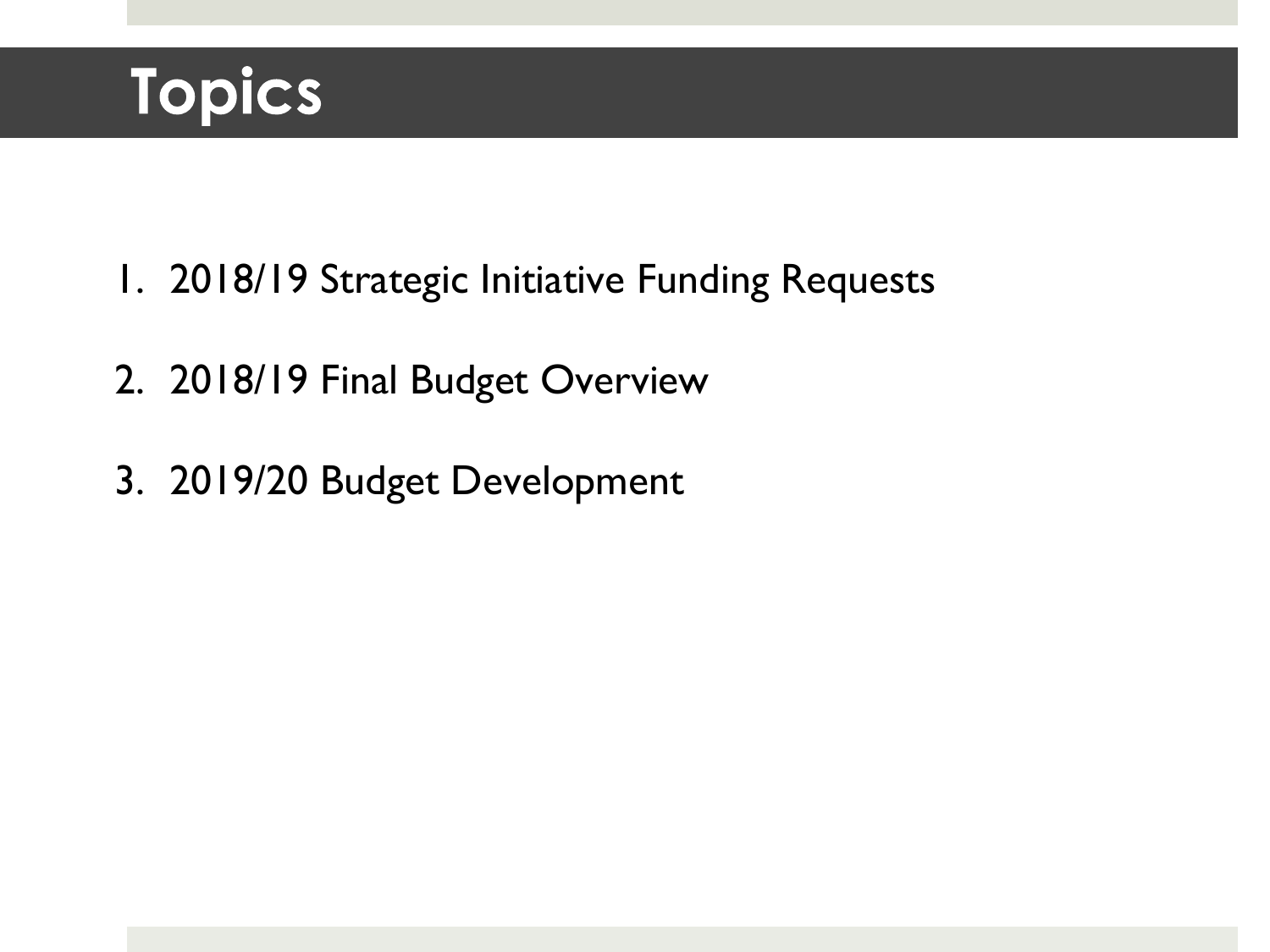# Topics

1. 2018/19 Strategic Initiative Funding Requests
2. 2018/19 Final Budget Overview
3. 2019/20 Budget Development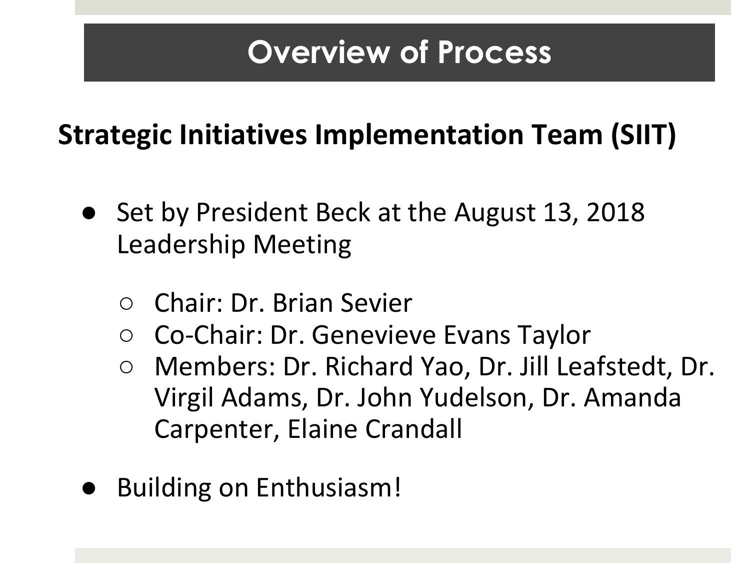# Overview of Process

## Strategic Initiatives Implementation Team (SIIT)

- Set by President Beck at the August 13, 2018 Leadership Meeting
  - Chair: Dr. Brian Sevier
  - Co-Chair: Dr. Genevieve Evans Taylor
  - Members: Dr. Richard Yao, Dr. Jill Leafstedt, Dr. Virgil Adams, Dr. John Yudelson, Dr. Amanda Carpenter, Elaine Crandall
- Building on Enthusiasm!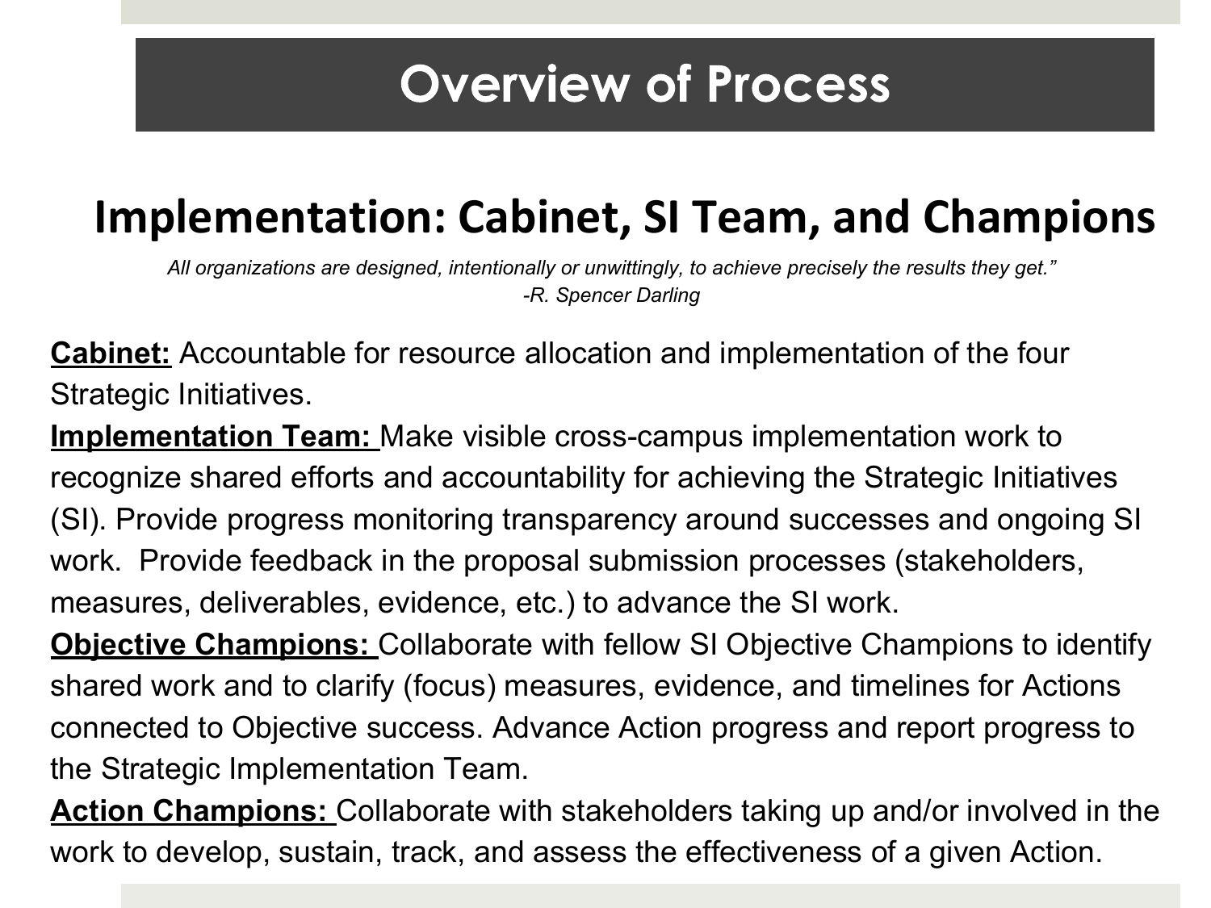# Overview of Process

## Implementation: Cabinet, SI Team, and Champions

*All organizations are designed, intentionally or unwittingly, to achieve precisely the results they get."*
*-R. Spencer Darling*

**Cabinet:** Accountable for resource allocation and implementation of the four Strategic Initiatives.

**Implementation Team:** Make visible cross-campus implementation work to recognize shared efforts and accountability for achieving the Strategic Initiatives (SI). Provide progress monitoring transparency around successes and ongoing SI work. Provide feedback in the proposal submission processes (stakeholders, measures, deliverables, evidence, etc.) to advance the SI work.

**Objective Champions:** Collaborate with fellow SI Objective Champions to identify shared work and to clarify (focus) measures, evidence, and timelines for Actions connected to Objective success. Advance Action progress and report progress to the Strategic Implementation Team.

**Action Champions:** Collaborate with stakeholders taking up and/or involved in the work to develop, sustain, track, and assess the effectiveness of a given Action.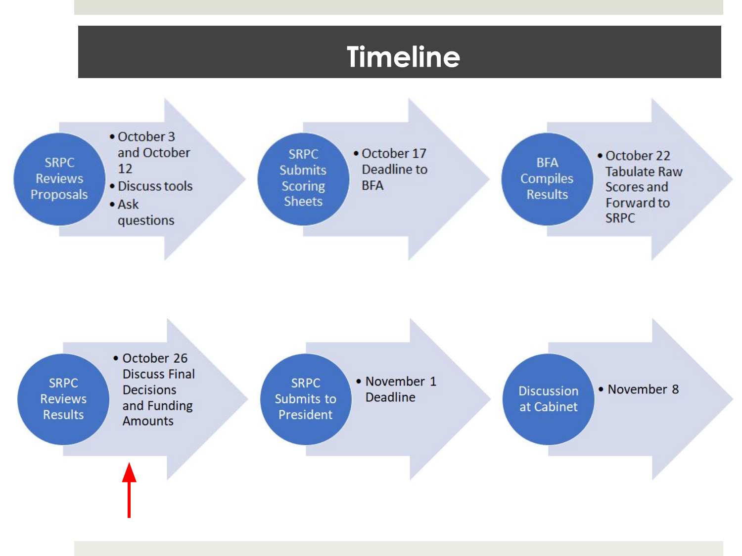# Timeline

**SRPC Reviews Proposals**
- October 3 and October 12
- Discuss tools
- Ask questions

**SRPC Submits Scoring Sheets**
- October 17 Deadline to BFA

**BFA Compiles Results**
- October 22 Tabulate Raw Scores and Forward to SRPC

**SRPC Reviews Results**
- October 26 Discuss Final Decisions and Funding Amounts

**SRPC Submits to President**
- November 1 Deadline

**Discussion at Cabinet**
- November 8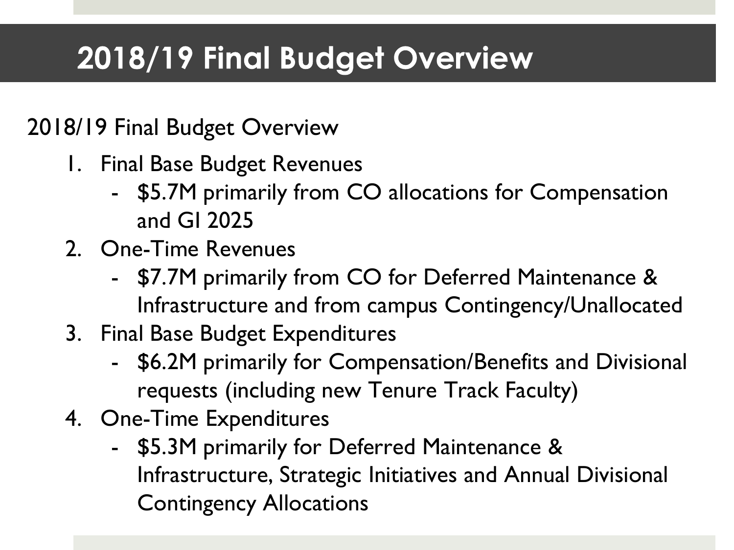# 2018/19 Final Budget Overview

2018/19 Final Budget Overview

1. Final Base Budget Revenues
   - $5.7M primarily from CO allocations for Compensation and GI 2025
2. One-Time Revenues
   - $7.7M primarily from CO for Deferred Maintenance & Infrastructure and from campus Contingency/Unallocated
3. Final Base Budget Expenditures
   - $6.2M primarily for Compensation/Benefits and Divisional requests (including new Tenure Track Faculty)
4. One-Time Expenditures
   - $5.3M primarily for Deferred Maintenance & Infrastructure, Strategic Initiatives and Annual Divisional Contingency Allocations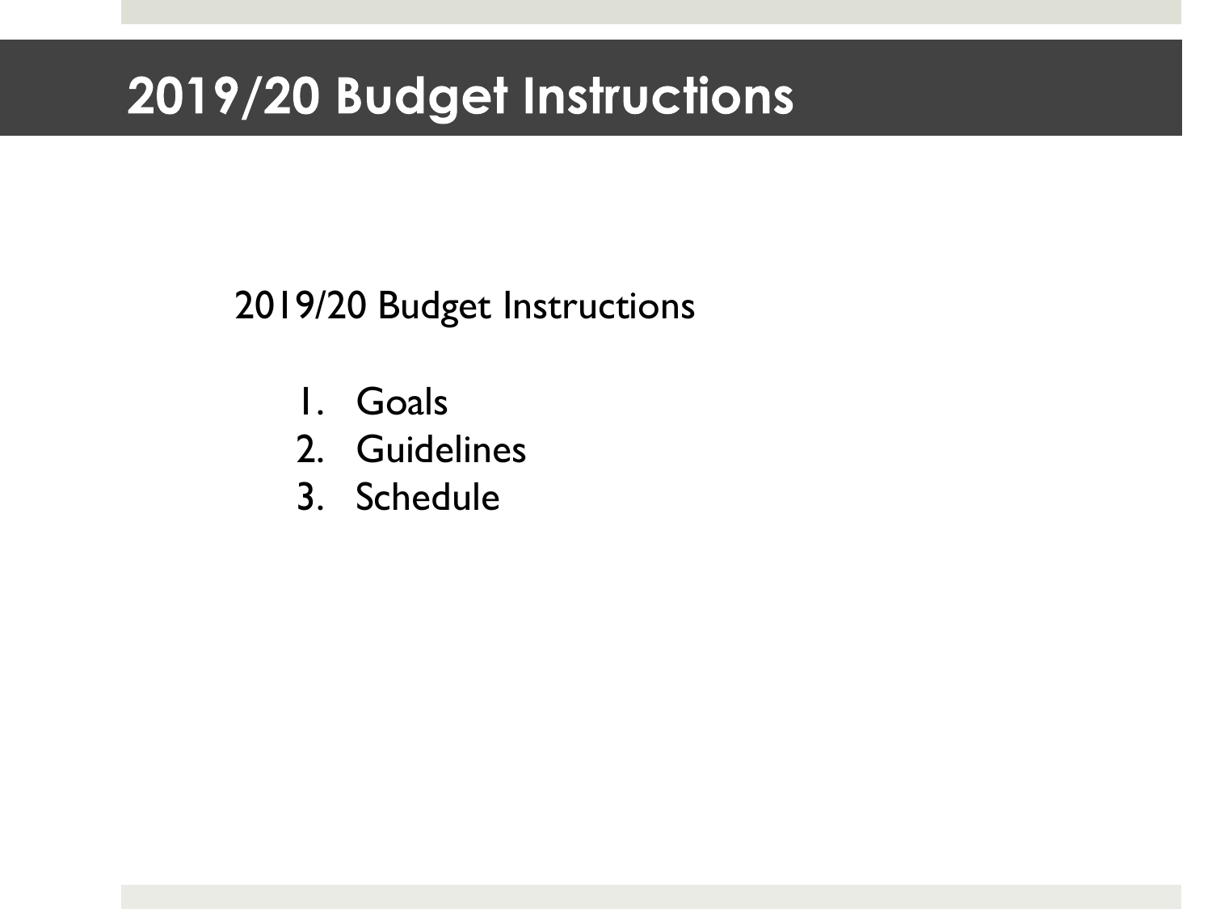# 2019/20 Budget Instructions

2019/20 Budget Instructions

1. Goals
2. Guidelines
3. Schedule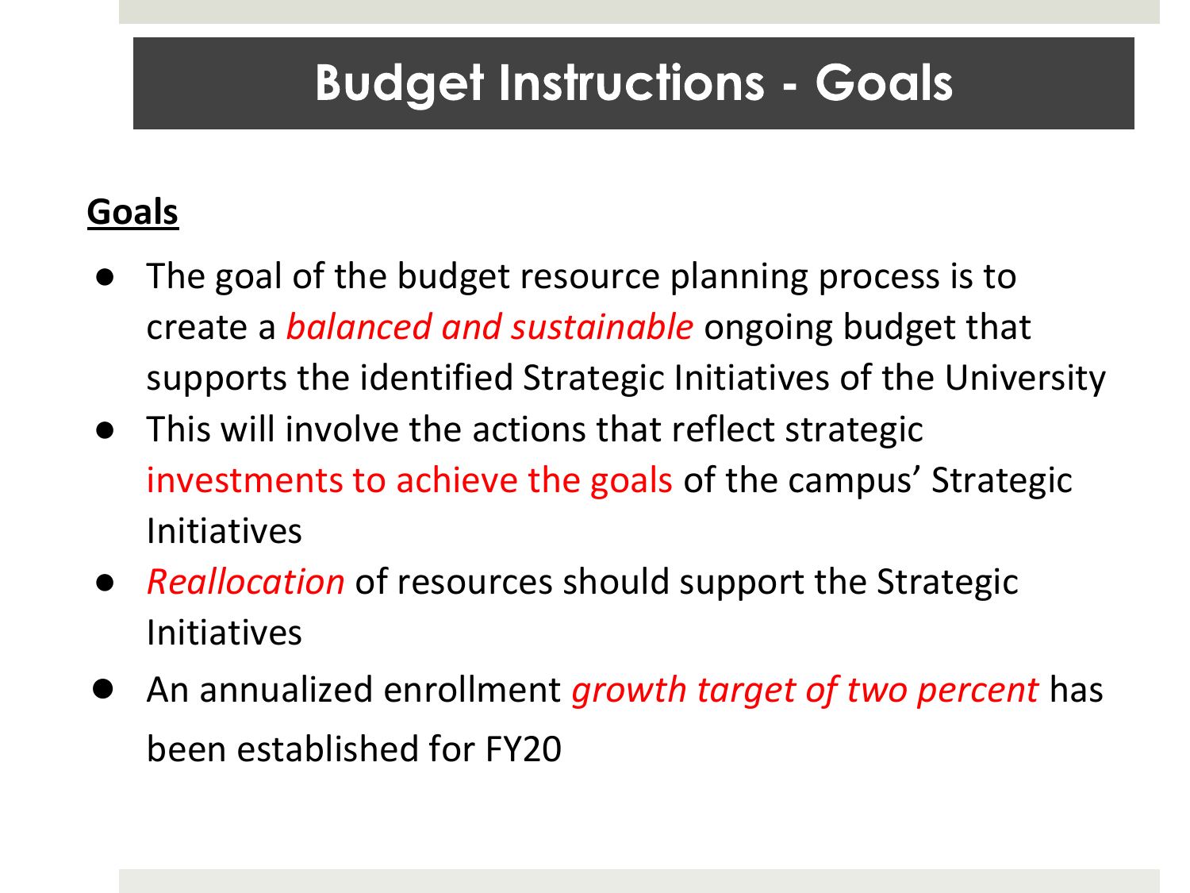# Budget Instructions - Goals

**Goals**

- The goal of the budget resource planning process is to create a *balanced and sustainable* ongoing budget that supports the identified Strategic Initiatives of the University
- This will involve the actions that reflect strategic investments to achieve the goals of the campus' Strategic Initiatives
- *Reallocation* of resources should support the Strategic Initiatives
- An annualized enrollment *growth target of two percent* has been established for FY20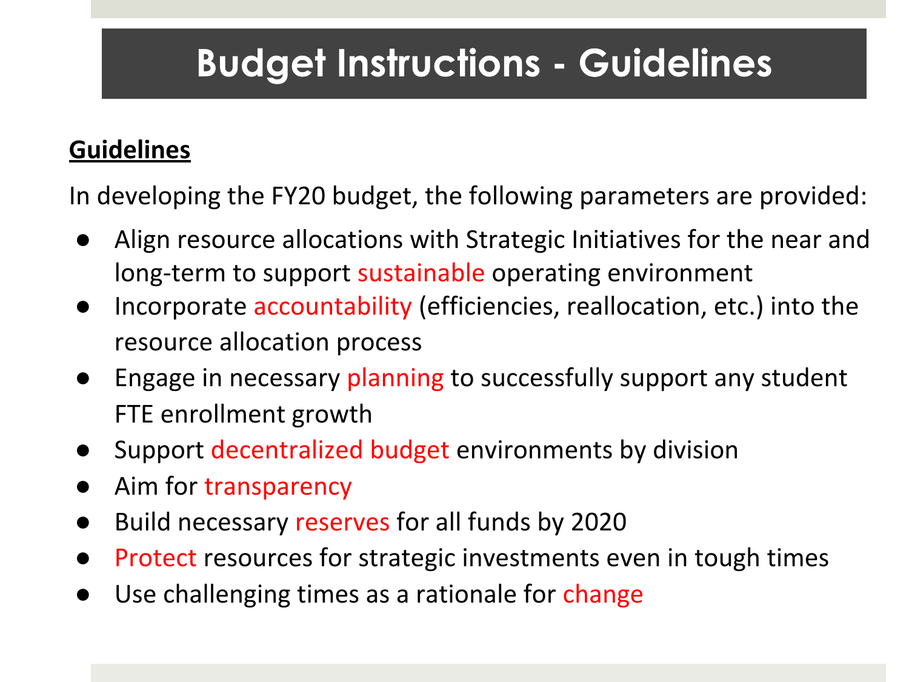# Budget Instructions - Guidelines

**Guidelines**

In developing the FY20 budget, the following parameters are provided:

- Align resource allocations with Strategic Initiatives for the near and long-term to support sustainable operating environment
- Incorporate accountability (efficiencies, reallocation, etc.) into the resource allocation process
- Engage in necessary planning to successfully support any student FTE enrollment growth
- Support decentralized budget environments by division
- Aim for transparency
- Build necessary reserves for all funds by 2020
- Protect resources for strategic investments even in tough times
- Use challenging times as a rationale for change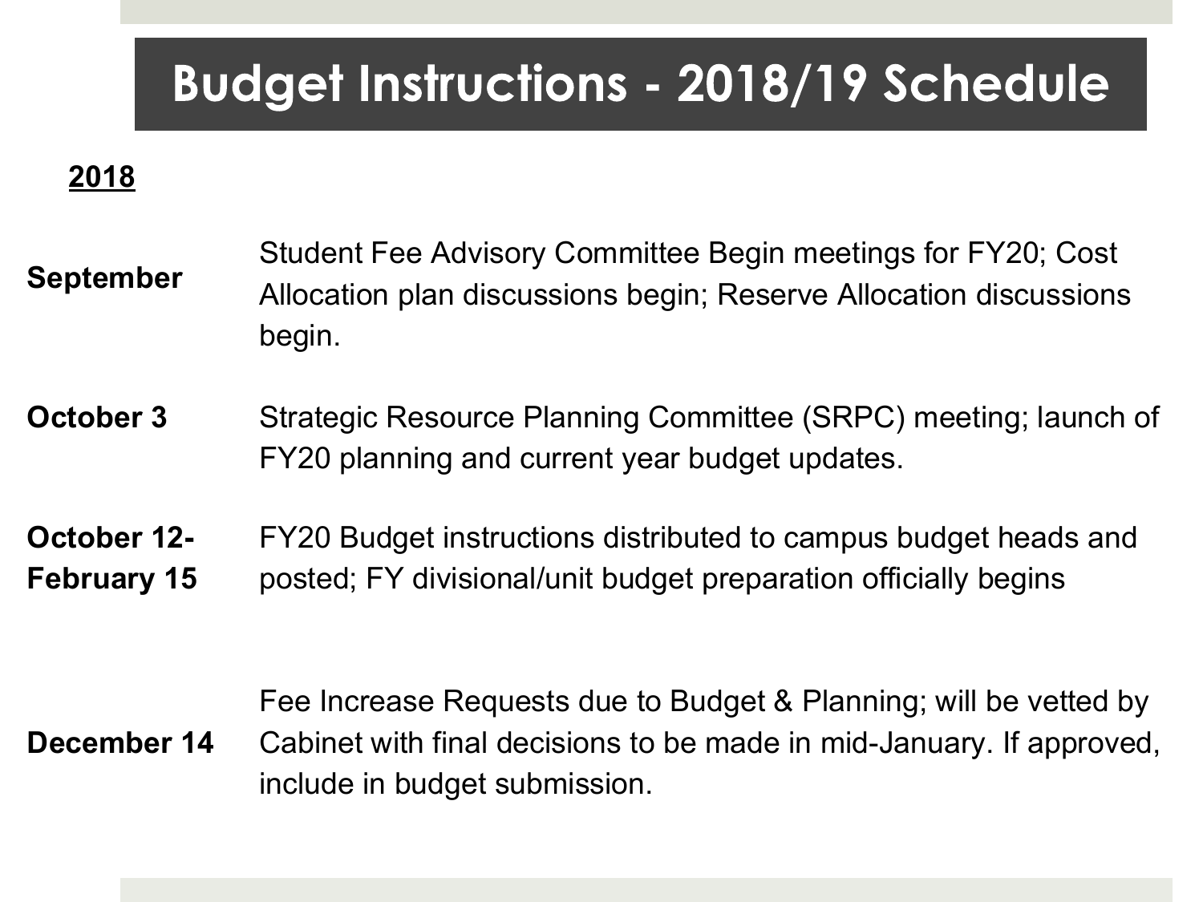# Budget Instructions - 2018/19 Schedule

**2018**

| | |
|---|---|
| **September** | Student Fee Advisory Committee Begin meetings for FY20; Cost Allocation plan discussions begin; Reserve Allocation discussions begin. |
| **October 3** | Strategic Resource Planning Committee (SRPC) meeting; launch of FY20 planning and current year budget updates. |
| **October 12-February 15** | FY20 Budget instructions distributed to campus budget heads and posted; FY divisional/unit budget preparation officially begins |
| **December 14** | Fee Increase Requests due to Budget & Planning; will be vetted by Cabinet with final decisions to be made in mid-January. If approved, include in budget submission. |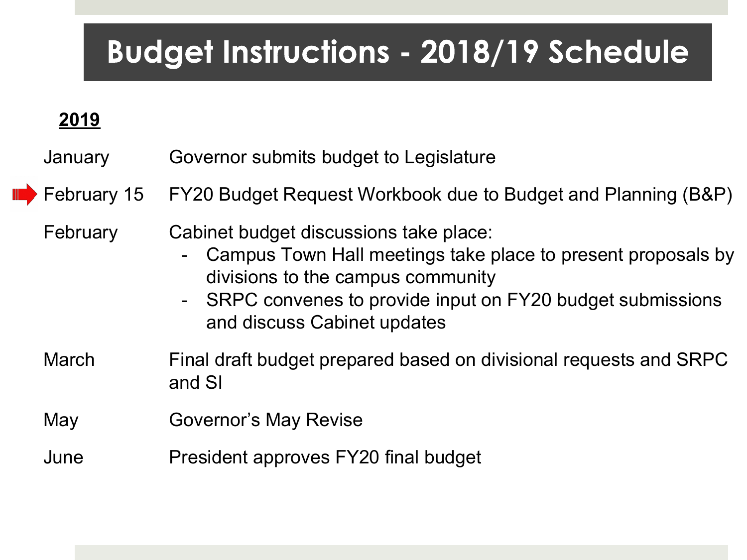# Budget Instructions - 2018/19 Schedule

**2019**

| | |
|---|---|
| January | Governor submits budget to Legislature |
| February 15 | FY20 Budget Request Workbook due to Budget and Planning (B&P) |
| February | Cabinet budget discussions take place:<br>- Campus Town Hall meetings take place to present proposals by divisions to the campus community<br>- SRPC convenes to provide input on FY20 budget submissions and discuss Cabinet updates |
| March | Final draft budget prepared based on divisional requests and SRPC and SI |
| May | Governor's May Revise |
| June | President approves FY20 final budget |